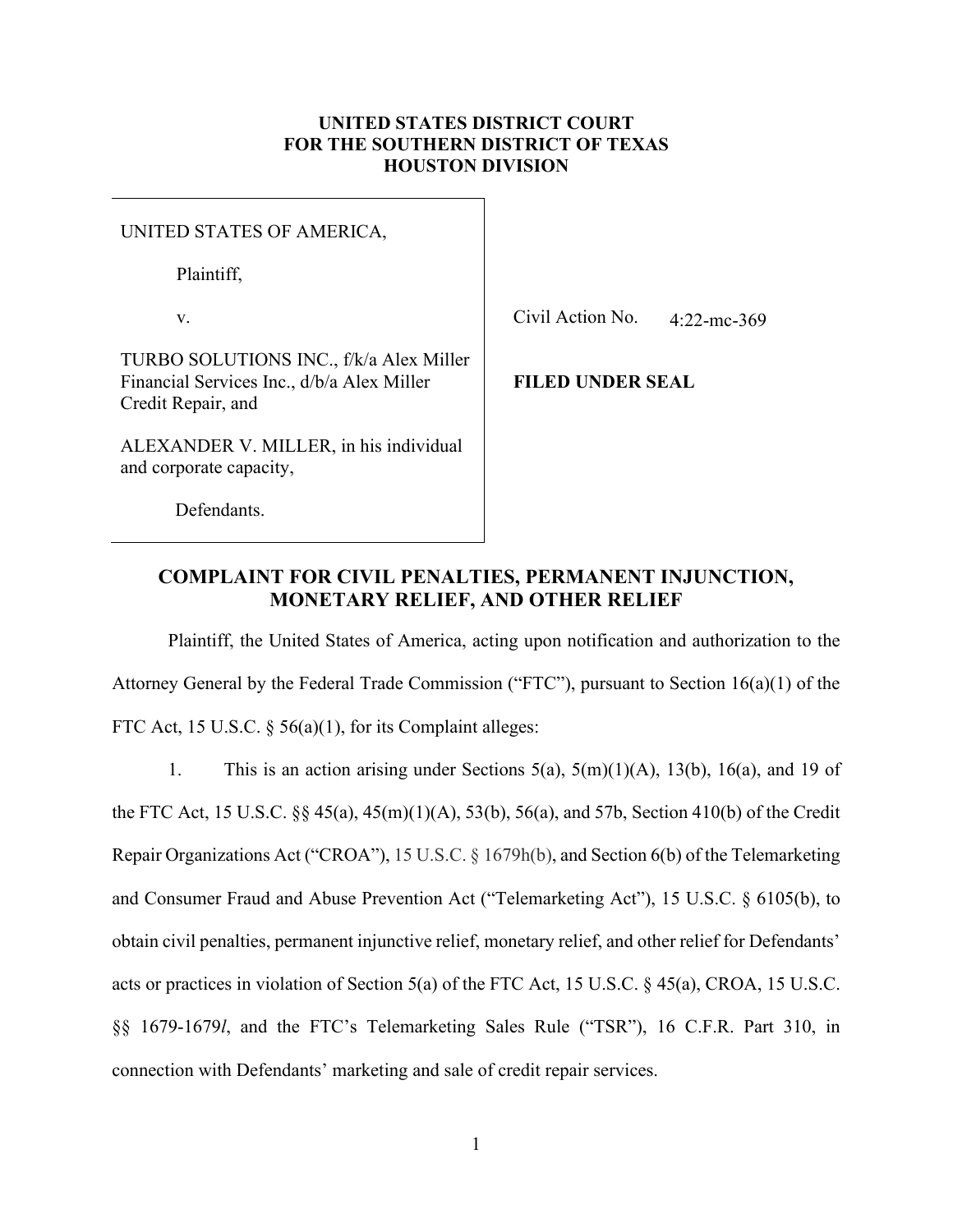**UNITED STATES DISTRICT COURT**
**FOR THE SOUTHERN DISTRICT OF TEXAS**
**HOUSTON DIVISION**

| | |
|---|---|
| UNITED STATES OF AMERICA,<br><br>Plaintiff,<br><br>v.<br><br>TURBO SOLUTIONS INC., f/k/a Alex Miller Financial Services Inc., d/b/a Alex Miller Credit Repair, and<br><br>ALEXANDER V. MILLER, in his individual and corporate capacity,<br><br>Defendants. | Civil Action No. 4:22-mc-369<br><br>**FILED UNDER SEAL** |

## COMPLAINT FOR CIVIL PENALTIES, PERMANENT INJUNCTION, MONETARY RELIEF, AND OTHER RELIEF

Plaintiff, the United States of America, acting upon notification and authorization to the Attorney General by the Federal Trade Commission ("FTC"), pursuant to Section 16(a)(1) of the FTC Act, 15 U.S.C. § 56(a)(1), for its Complaint alleges:

1. This is an action arising under Sections 5(a), 5(m)(1)(A), 13(b), 16(a), and 19 of the FTC Act, 15 U.S.C. §§ 45(a), 45(m)(1)(A), 53(b), 56(a), and 57b, Section 410(b) of the Credit Repair Organizations Act ("CROA"), 15 U.S.C. § 1679h(b), and Section 6(b) of the Telemarketing and Consumer Fraud and Abuse Prevention Act ("Telemarketing Act"), 15 U.S.C. § 6105(b), to obtain civil penalties, permanent injunctive relief, monetary relief, and other relief for Defendants' acts or practices in violation of Section 5(a) of the FTC Act, 15 U.S.C. § 45(a), CROA, 15 U.S.C. §§ 1679-1679*l*, and the FTC's Telemarketing Sales Rule ("TSR"), 16 C.F.R. Part 310, in connection with Defendants' marketing and sale of credit repair services.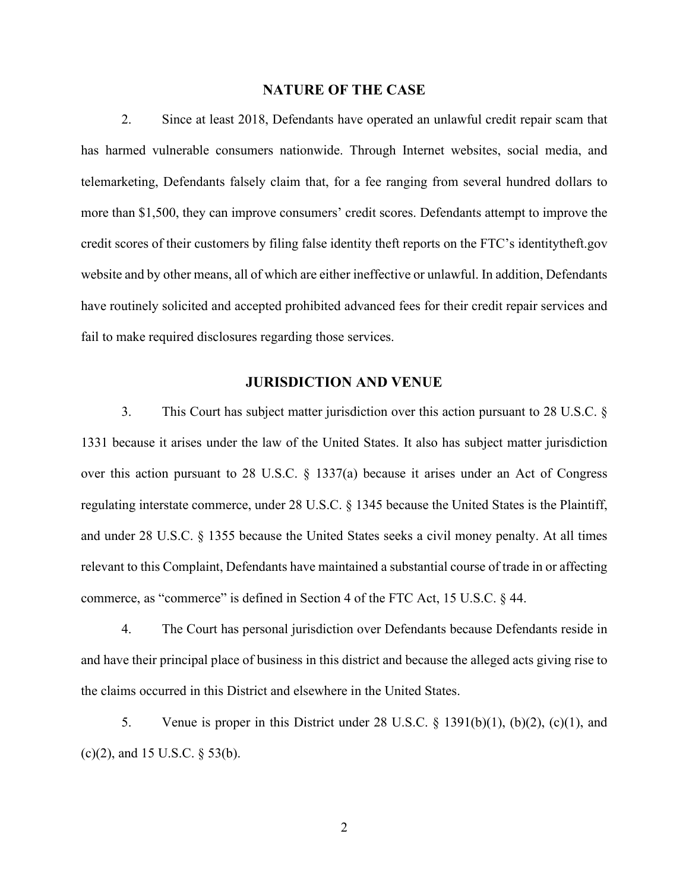## NATURE OF THE CASE

2. Since at least 2018, Defendants have operated an unlawful credit repair scam that has harmed vulnerable consumers nationwide. Through Internet websites, social media, and telemarketing, Defendants falsely claim that, for a fee ranging from several hundred dollars to more than $1,500, they can improve consumers' credit scores. Defendants attempt to improve the credit scores of their customers by filing false identity theft reports on the FTC's identitytheft.gov website and by other means, all of which are either ineffective or unlawful. In addition, Defendants have routinely solicited and accepted prohibited advanced fees for their credit repair services and fail to make required disclosures regarding those services.

## JURISDICTION AND VENUE

3. This Court has subject matter jurisdiction over this action pursuant to 28 U.S.C. § 1331 because it arises under the law of the United States. It also has subject matter jurisdiction over this action pursuant to 28 U.S.C. § 1337(a) because it arises under an Act of Congress regulating interstate commerce, under 28 U.S.C. § 1345 because the United States is the Plaintiff, and under 28 U.S.C. § 1355 because the United States seeks a civil money penalty. At all times relevant to this Complaint, Defendants have maintained a substantial course of trade in or affecting commerce, as "commerce" is defined in Section 4 of the FTC Act, 15 U.S.C. § 44.

4. The Court has personal jurisdiction over Defendants because Defendants reside in and have their principal place of business in this district and because the alleged acts giving rise to the claims occurred in this District and elsewhere in the United States.

5. Venue is proper in this District under 28 U.S.C. § 1391(b)(1), (b)(2), (c)(1), and (c)(2), and 15 U.S.C. § 53(b).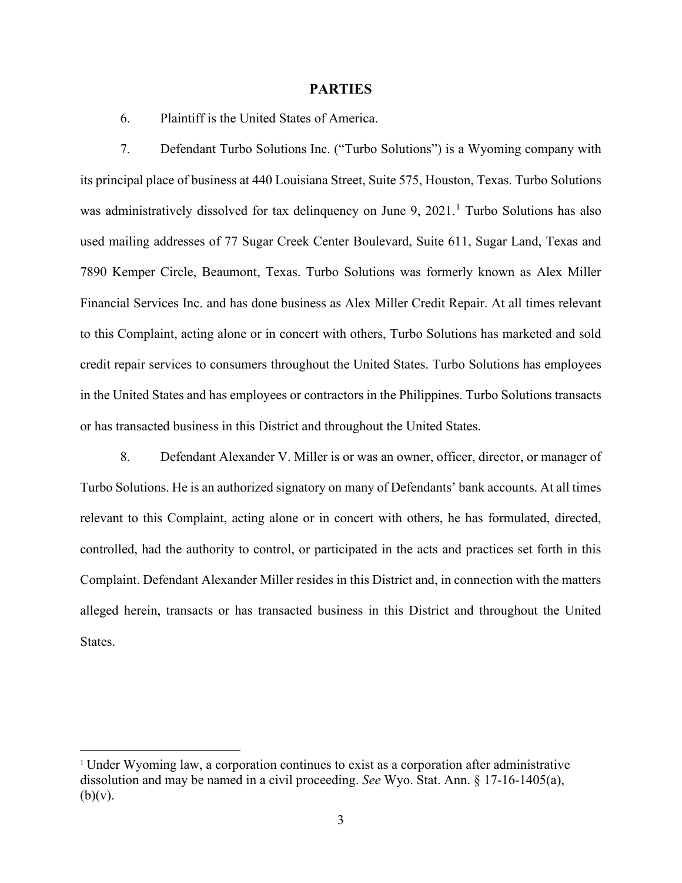## PARTIES

6. Plaintiff is the United States of America.

7. Defendant Turbo Solutions Inc. ("Turbo Solutions") is a Wyoming company with its principal place of business at 440 Louisiana Street, Suite 575, Houston, Texas. Turbo Solutions was administratively dissolved for tax delinquency on June 9, 2021.[1] Turbo Solutions has also used mailing addresses of 77 Sugar Creek Center Boulevard, Suite 611, Sugar Land, Texas and 7890 Kemper Circle, Beaumont, Texas. Turbo Solutions was formerly known as Alex Miller Financial Services Inc. and has done business as Alex Miller Credit Repair. At all times relevant to this Complaint, acting alone or in concert with others, Turbo Solutions has marketed and sold credit repair services to consumers throughout the United States. Turbo Solutions has employees in the United States and has employees or contractors in the Philippines. Turbo Solutions transacts or has transacted business in this District and throughout the United States.

8. Defendant Alexander V. Miller is or was an owner, officer, director, or manager of Turbo Solutions. He is an authorized signatory on many of Defendants' bank accounts. At all times relevant to this Complaint, acting alone or in concert with others, he has formulated, directed, controlled, had the authority to control, or participated in the acts and practices set forth in this Complaint. Defendant Alexander Miller resides in this District and, in connection with the matters alleged herein, transacts or has transacted business in this District and throughout the United States.

---

[1] Under Wyoming law, a corporation continues to exist as a corporation after administrative dissolution and may be named in a civil proceeding. *See* Wyo. Stat. Ann. § 17-16-1405(a), (b)(v).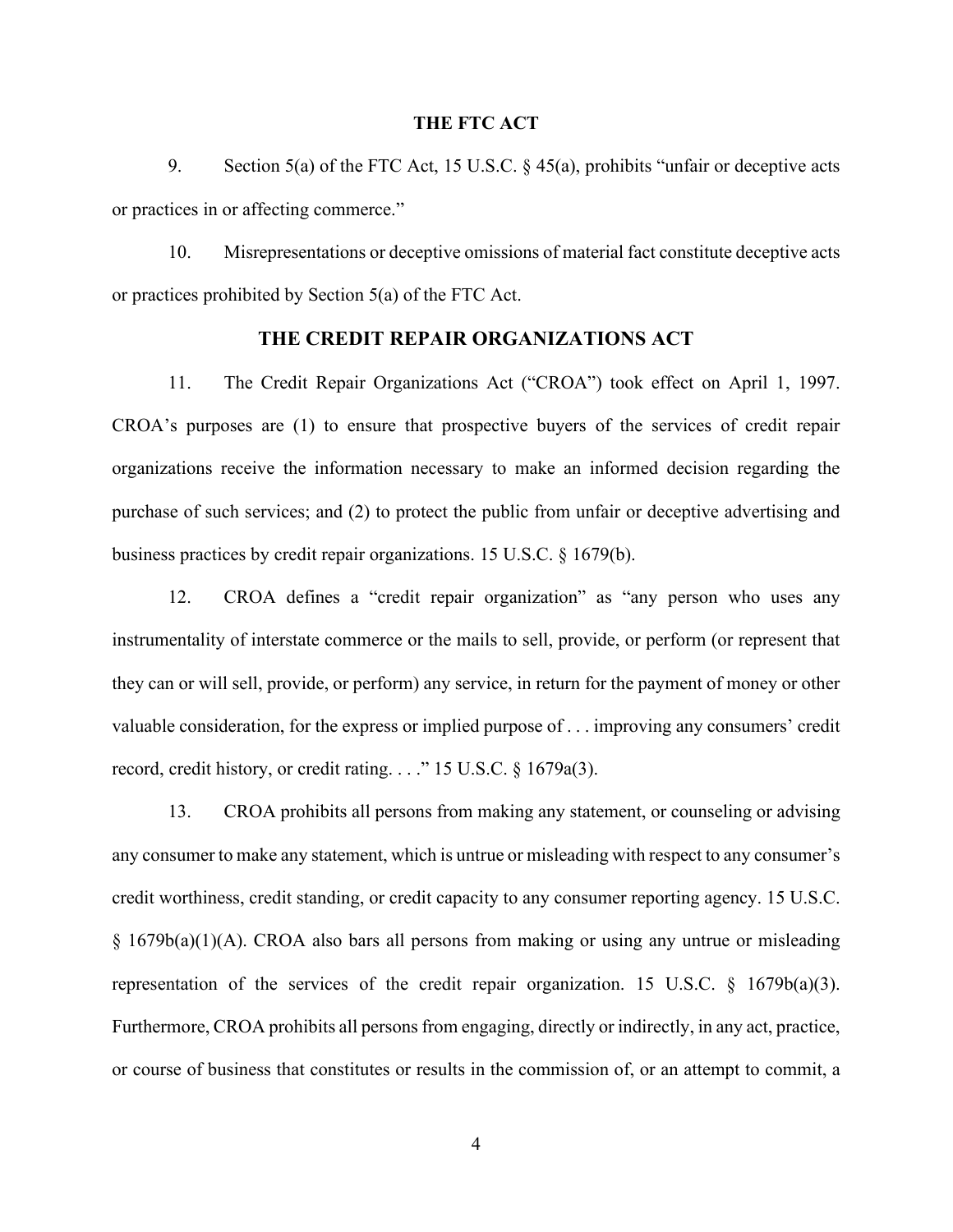## THE FTC ACT

9. Section 5(a) of the FTC Act, 15 U.S.C. § 45(a), prohibits "unfair or deceptive acts or practices in or affecting commerce."

10. Misrepresentations or deceptive omissions of material fact constitute deceptive acts or practices prohibited by Section 5(a) of the FTC Act.

## THE CREDIT REPAIR ORGANIZATIONS ACT

11. The Credit Repair Organizations Act ("CROA") took effect on April 1, 1997. CROA's purposes are (1) to ensure that prospective buyers of the services of credit repair organizations receive the information necessary to make an informed decision regarding the purchase of such services; and (2) to protect the public from unfair or deceptive advertising and business practices by credit repair organizations. 15 U.S.C. § 1679(b).

12. CROA defines a "credit repair organization" as "any person who uses any instrumentality of interstate commerce or the mails to sell, provide, or perform (or represent that they can or will sell, provide, or perform) any service, in return for the payment of money or other valuable consideration, for the express or implied purpose of . . . improving any consumers' credit record, credit history, or credit rating. . . ." 15 U.S.C. § 1679a(3).

13. CROA prohibits all persons from making any statement, or counseling or advising any consumer to make any statement, which is untrue or misleading with respect to any consumer's credit worthiness, credit standing, or credit capacity to any consumer reporting agency. 15 U.S.C. § 1679b(a)(1)(A). CROA also bars all persons from making or using any untrue or misleading representation of the services of the credit repair organization. 15 U.S.C. § 1679b(a)(3). Furthermore, CROA prohibits all persons from engaging, directly or indirectly, in any act, practice, or course of business that constitutes or results in the commission of, or an attempt to commit, a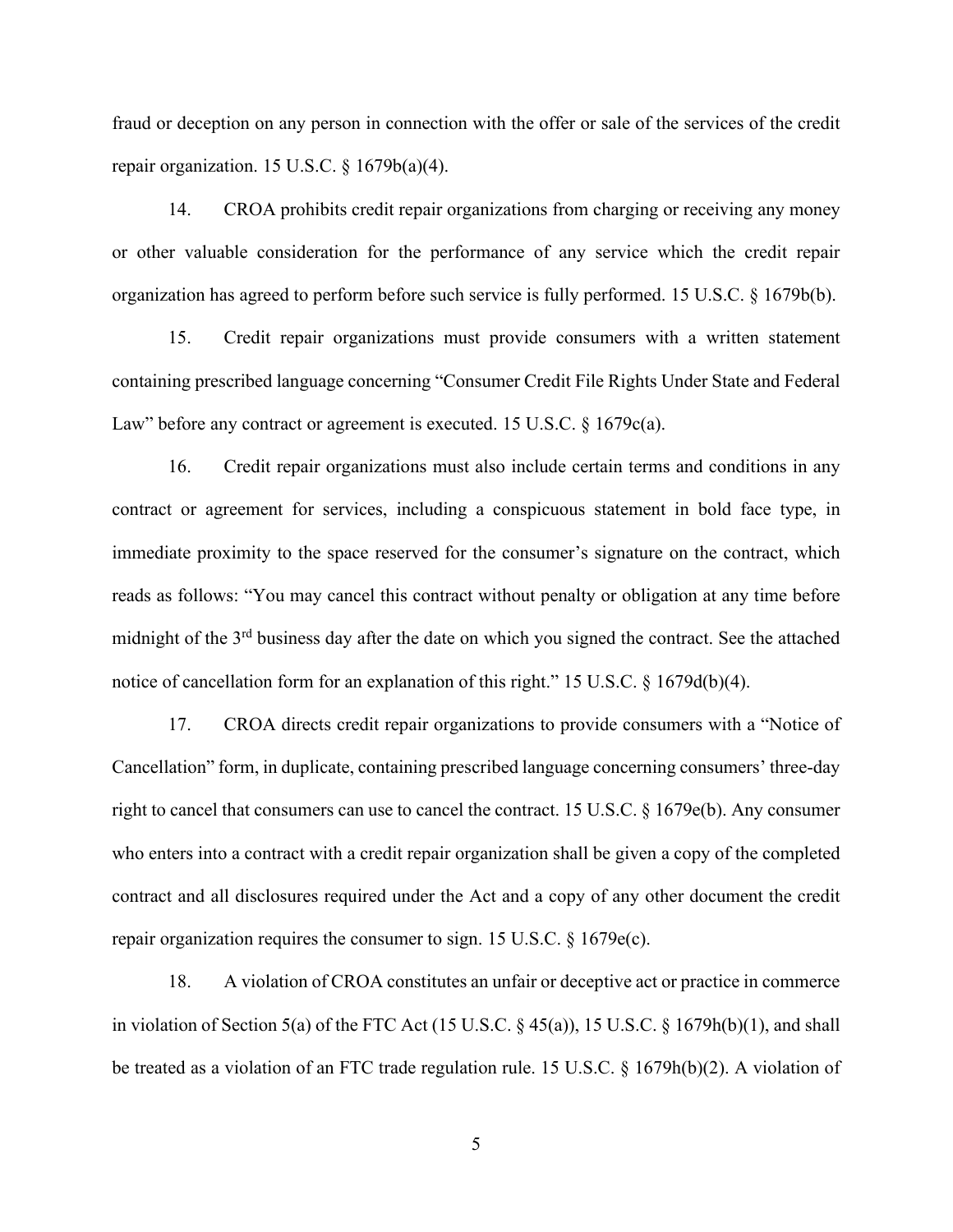fraud or deception on any person in connection with the offer or sale of the services of the credit repair organization. 15 U.S.C. § 1679b(a)(4).

14. CROA prohibits credit repair organizations from charging or receiving any money or other valuable consideration for the performance of any service which the credit repair organization has agreed to perform before such service is fully performed. 15 U.S.C. § 1679b(b).

15. Credit repair organizations must provide consumers with a written statement containing prescribed language concerning "Consumer Credit File Rights Under State and Federal Law" before any contract or agreement is executed. 15 U.S.C. § 1679c(a).

16. Credit repair organizations must also include certain terms and conditions in any contract or agreement for services, including a conspicuous statement in bold face type, in immediate proximity to the space reserved for the consumer's signature on the contract, which reads as follows: "You may cancel this contract without penalty or obligation at any time before midnight of the 3rd business day after the date on which you signed the contract. See the attached notice of cancellation form for an explanation of this right." 15 U.S.C. § 1679d(b)(4).

17. CROA directs credit repair organizations to provide consumers with a "Notice of Cancellation" form, in duplicate, containing prescribed language concerning consumers' three-day right to cancel that consumers can use to cancel the contract. 15 U.S.C. § 1679e(b). Any consumer who enters into a contract with a credit repair organization shall be given a copy of the completed contract and all disclosures required under the Act and a copy of any other document the credit repair organization requires the consumer to sign. 15 U.S.C. § 1679e(c).

18. A violation of CROA constitutes an unfair or deceptive act or practice in commerce in violation of Section 5(a) of the FTC Act (15 U.S.C. § 45(a)), 15 U.S.C. § 1679h(b)(1), and shall be treated as a violation of an FTC trade regulation rule. 15 U.S.C. § 1679h(b)(2). A violation of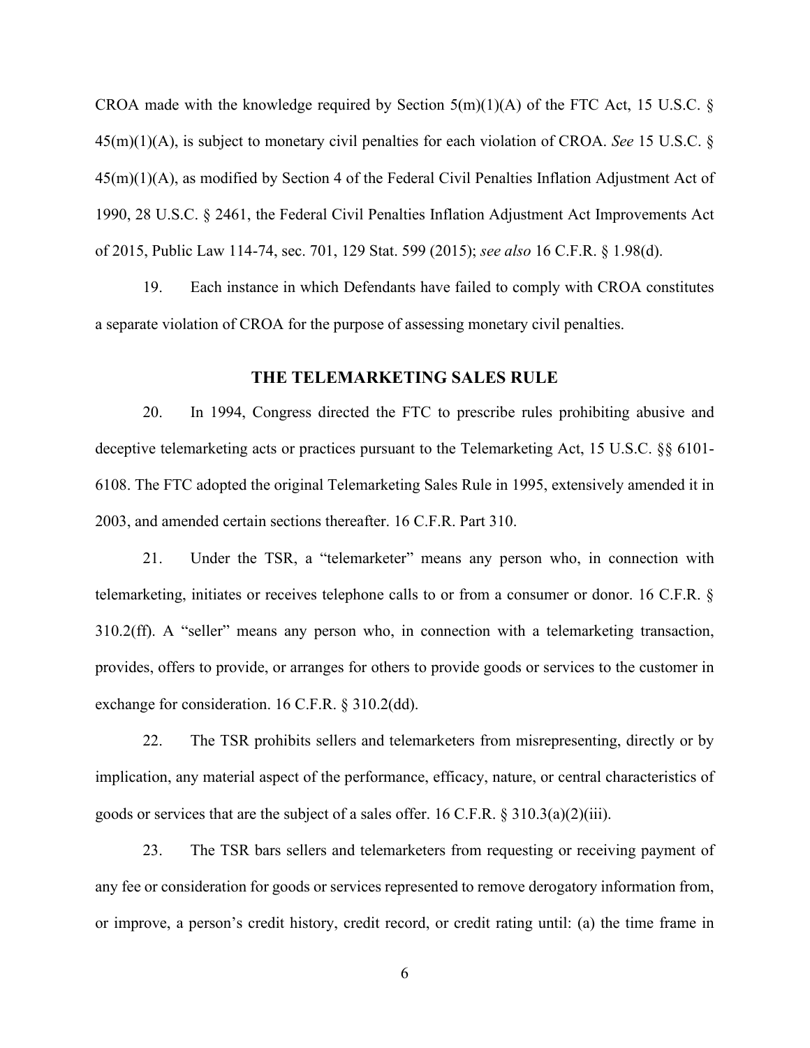CROA made with the knowledge required by Section 5(m)(1)(A) of the FTC Act, 15 U.S.C. § 45(m)(1)(A), is subject to monetary civil penalties for each violation of CROA. *See* 15 U.S.C. § 45(m)(1)(A), as modified by Section 4 of the Federal Civil Penalties Inflation Adjustment Act of 1990, 28 U.S.C. § 2461, the Federal Civil Penalties Inflation Adjustment Act Improvements Act of 2015, Public Law 114-74, sec. 701, 129 Stat. 599 (2015); *see also* 16 C.F.R. § 1.98(d).

19. Each instance in which Defendants have failed to comply with CROA constitutes a separate violation of CROA for the purpose of assessing monetary civil penalties.

## THE TELEMARKETING SALES RULE

20. In 1994, Congress directed the FTC to prescribe rules prohibiting abusive and deceptive telemarketing acts or practices pursuant to the Telemarketing Act, 15 U.S.C. §§ 6101-6108. The FTC adopted the original Telemarketing Sales Rule in 1995, extensively amended it in 2003, and amended certain sections thereafter. 16 C.F.R. Part 310.

21. Under the TSR, a "telemarketer" means any person who, in connection with telemarketing, initiates or receives telephone calls to or from a consumer or donor. 16 C.F.R. § 310.2(ff). A "seller" means any person who, in connection with a telemarketing transaction, provides, offers to provide, or arranges for others to provide goods or services to the customer in exchange for consideration. 16 C.F.R. § 310.2(dd).

22. The TSR prohibits sellers and telemarketers from misrepresenting, directly or by implication, any material aspect of the performance, efficacy, nature, or central characteristics of goods or services that are the subject of a sales offer. 16 C.F.R. § 310.3(a)(2)(iii).

23. The TSR bars sellers and telemarketers from requesting or receiving payment of any fee or consideration for goods or services represented to remove derogatory information from, or improve, a person's credit history, credit record, or credit rating until: (a) the time frame in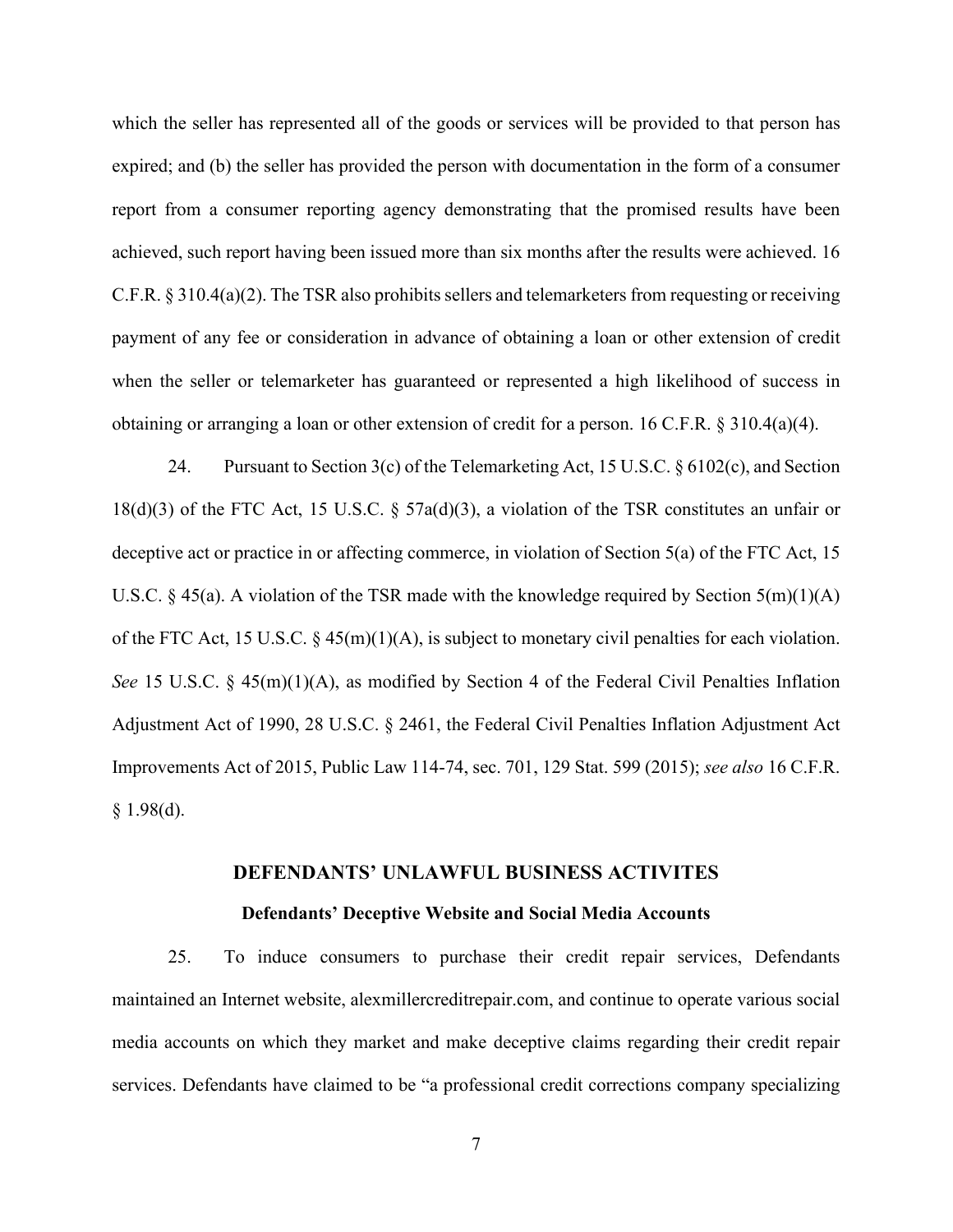which the seller has represented all of the goods or services will be provided to that person has expired; and (b) the seller has provided the person with documentation in the form of a consumer report from a consumer reporting agency demonstrating that the promised results have been achieved, such report having been issued more than six months after the results were achieved. 16 C.F.R. § 310.4(a)(2). The TSR also prohibits sellers and telemarketers from requesting or receiving payment of any fee or consideration in advance of obtaining a loan or other extension of credit when the seller or telemarketer has guaranteed or represented a high likelihood of success in obtaining or arranging a loan or other extension of credit for a person. 16 C.F.R. § 310.4(a)(4).

24. Pursuant to Section 3(c) of the Telemarketing Act, 15 U.S.C. § 6102(c), and Section 18(d)(3) of the FTC Act, 15 U.S.C. § 57a(d)(3), a violation of the TSR constitutes an unfair or deceptive act or practice in or affecting commerce, in violation of Section 5(a) of the FTC Act, 15 U.S.C. § 45(a). A violation of the TSR made with the knowledge required by Section 5(m)(1)(A) of the FTC Act, 15 U.S.C. § 45(m)(1)(A), is subject to monetary civil penalties for each violation. *See* 15 U.S.C. § 45(m)(1)(A), as modified by Section 4 of the Federal Civil Penalties Inflation Adjustment Act of 1990, 28 U.S.C. § 2461, the Federal Civil Penalties Inflation Adjustment Act Improvements Act of 2015, Public Law 114-74, sec. 701, 129 Stat. 599 (2015); *see also* 16 C.F.R. § 1.98(d).

## DEFENDANTS' UNLAWFUL BUSINESS ACTIVITES

### Defendants' Deceptive Website and Social Media Accounts

25. To induce consumers to purchase their credit repair services, Defendants maintained an Internet website, alexmillercreditrepair.com, and continue to operate various social media accounts on which they market and make deceptive claims regarding their credit repair services. Defendants have claimed to be "a professional credit corrections company specializing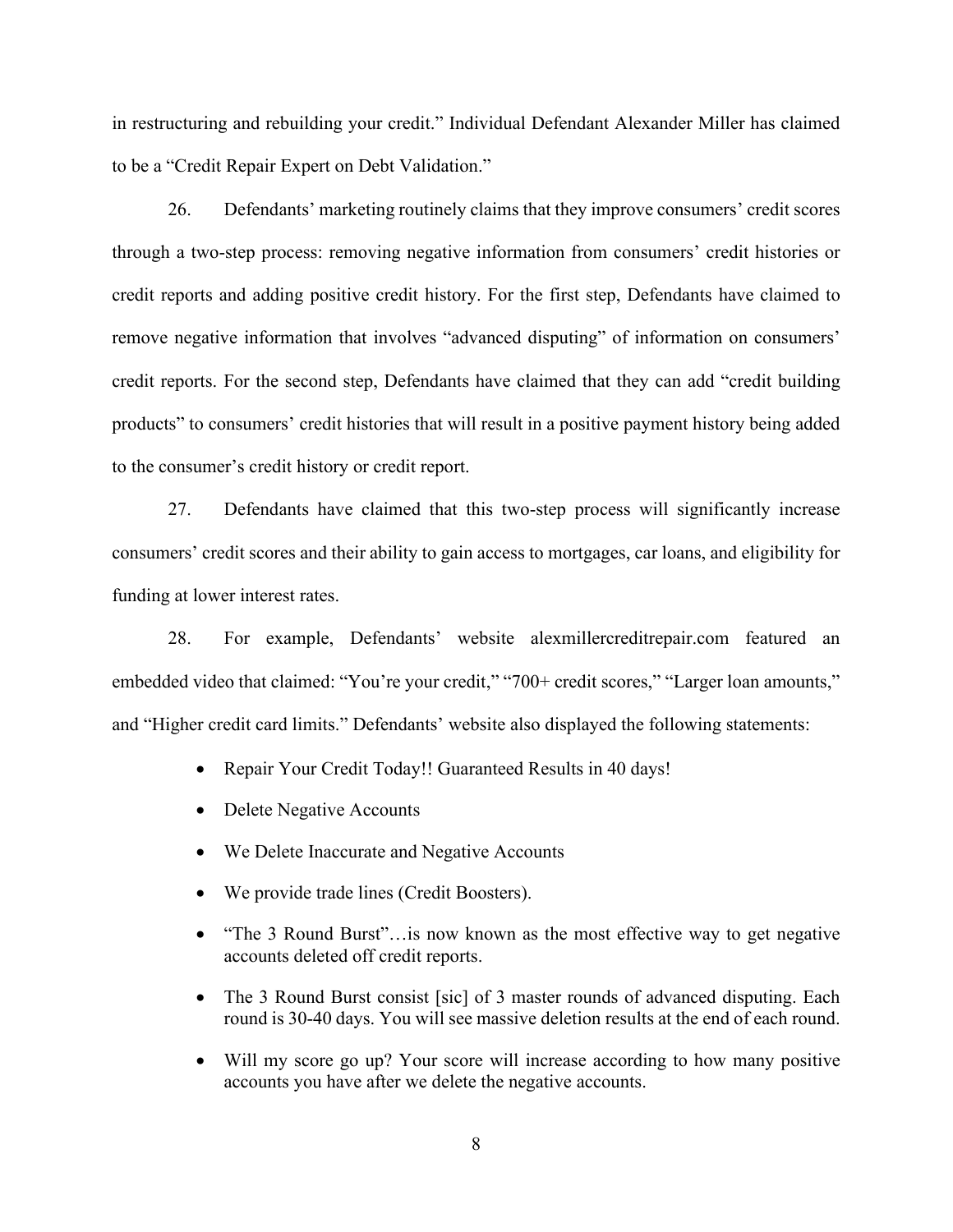in restructuring and rebuilding your credit." Individual Defendant Alexander Miller has claimed to be a "Credit Repair Expert on Debt Validation."

26. Defendants' marketing routinely claims that they improve consumers' credit scores through a two-step process: removing negative information from consumers' credit histories or credit reports and adding positive credit history. For the first step, Defendants have claimed to remove negative information that involves "advanced disputing" of information on consumers' credit reports. For the second step, Defendants have claimed that they can add "credit building products" to consumers' credit histories that will result in a positive payment history being added to the consumer's credit history or credit report.

27. Defendants have claimed that this two-step process will significantly increase consumers' credit scores and their ability to gain access to mortgages, car loans, and eligibility for funding at lower interest rates.

28. For example, Defendants' website alexmillercreditrepair.com featured an embedded video that claimed: "You're your credit," "700+ credit scores," "Larger loan amounts," and "Higher credit card limits." Defendants' website also displayed the following statements:

- Repair Your Credit Today!! Guaranteed Results in 40 days!
- Delete Negative Accounts
- We Delete Inaccurate and Negative Accounts
- We provide trade lines (Credit Boosters).
- "The 3 Round Burst"…is now known as the most effective way to get negative accounts deleted off credit reports.
- The 3 Round Burst consist [sic] of 3 master rounds of advanced disputing. Each round is 30-40 days. You will see massive deletion results at the end of each round.
- Will my score go up? Your score will increase according to how many positive accounts you have after we delete the negative accounts.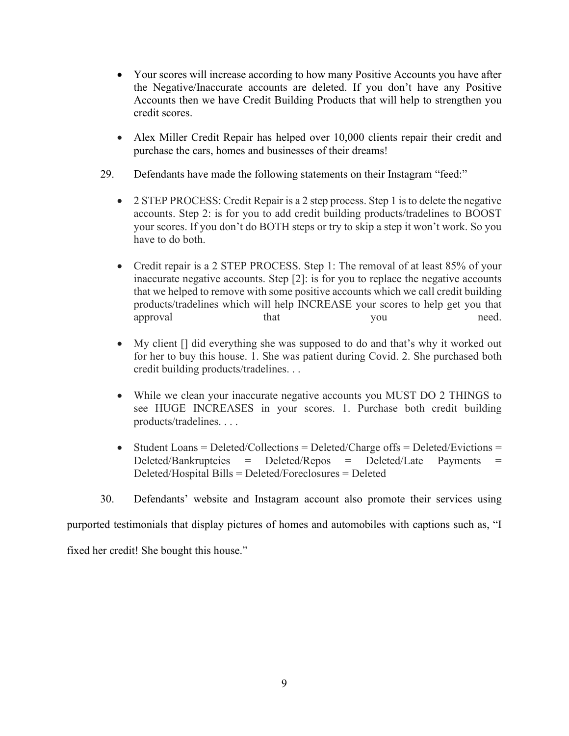- Your scores will increase according to how many Positive Accounts you have after the Negative/Inaccurate accounts are deleted. If you don't have any Positive Accounts then we have Credit Building Products that will help to strengthen you credit scores.

- Alex Miller Credit Repair has helped over 10,000 clients repair their credit and purchase the cars, homes and businesses of their dreams!

29. Defendants have made the following statements on their Instagram "feed:"

- 2 STEP PROCESS: Credit Repair is a 2 step process. Step 1 is to delete the negative accounts. Step 2: is for you to add credit building products/tradelines to BOOST your scores. If you don't do BOTH steps or try to skip a step it won't work. So you have to do both.

- Credit repair is a 2 STEP PROCESS. Step 1: The removal of at least 85% of your inaccurate negative accounts. Step [2]: is for you to replace the negative accounts that we helped to remove with some positive accounts which we call credit building products/tradelines which will help INCREASE your scores to help get you that approval that you need.

- My client [] did everything she was supposed to do and that's why it worked out for her to buy this house. 1. She was patient during Covid. 2. She purchased both credit building products/tradelines. . .

- While we clean your inaccurate negative accounts you MUST DO 2 THINGS to see HUGE INCREASES in your scores. 1. Purchase both credit building products/tradelines. . . .

- Student Loans = Deleted/Collections = Deleted/Charge offs = Deleted/Evictions = Deleted/Bankruptcies = Deleted/Repos = Deleted/Late Payments = Deleted/Hospital Bills = Deleted/Foreclosures = Deleted

30. Defendants' website and Instagram account also promote their services using purported testimonials that display pictures of homes and automobiles with captions such as, "I fixed her credit! She bought this house."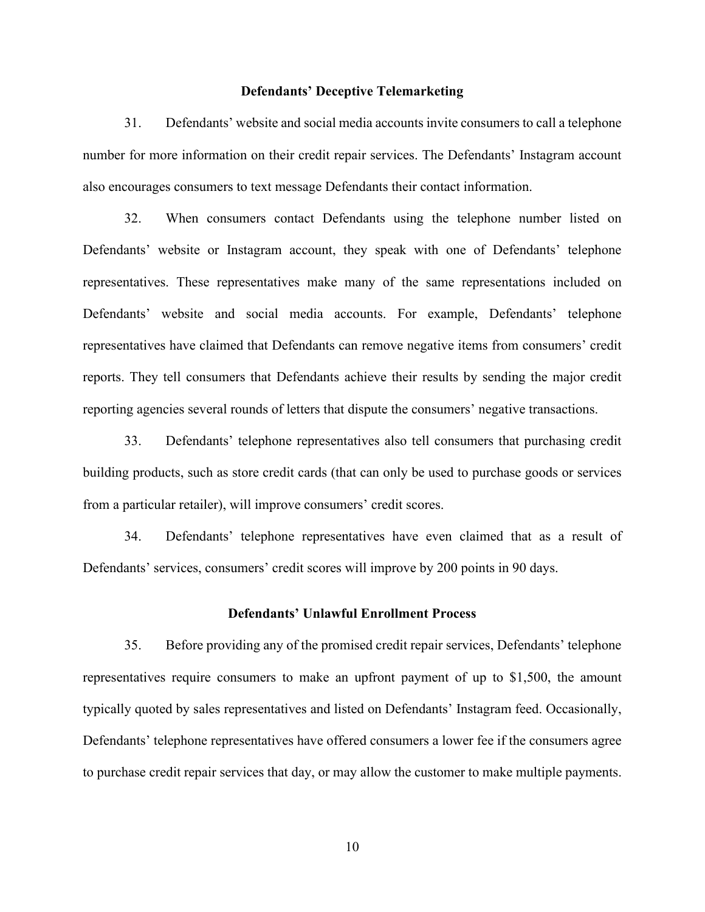### Defendants' Deceptive Telemarketing

31. Defendants' website and social media accounts invite consumers to call a telephone number for more information on their credit repair services. The Defendants' Instagram account also encourages consumers to text message Defendants their contact information.

32. When consumers contact Defendants using the telephone number listed on Defendants' website or Instagram account, they speak with one of Defendants' telephone representatives. These representatives make many of the same representations included on Defendants' website and social media accounts. For example, Defendants' telephone representatives have claimed that Defendants can remove negative items from consumers' credit reports. They tell consumers that Defendants achieve their results by sending the major credit reporting agencies several rounds of letters that dispute the consumers' negative transactions.

33. Defendants' telephone representatives also tell consumers that purchasing credit building products, such as store credit cards (that can only be used to purchase goods or services from a particular retailer), will improve consumers' credit scores.

34. Defendants' telephone representatives have even claimed that as a result of Defendants' services, consumers' credit scores will improve by 200 points in 90 days.

### Defendants' Unlawful Enrollment Process

35. Before providing any of the promised credit repair services, Defendants' telephone representatives require consumers to make an upfront payment of up to $1,500, the amount typically quoted by sales representatives and listed on Defendants' Instagram feed. Occasionally, Defendants' telephone representatives have offered consumers a lower fee if the consumers agree to purchase credit repair services that day, or may allow the customer to make multiple payments.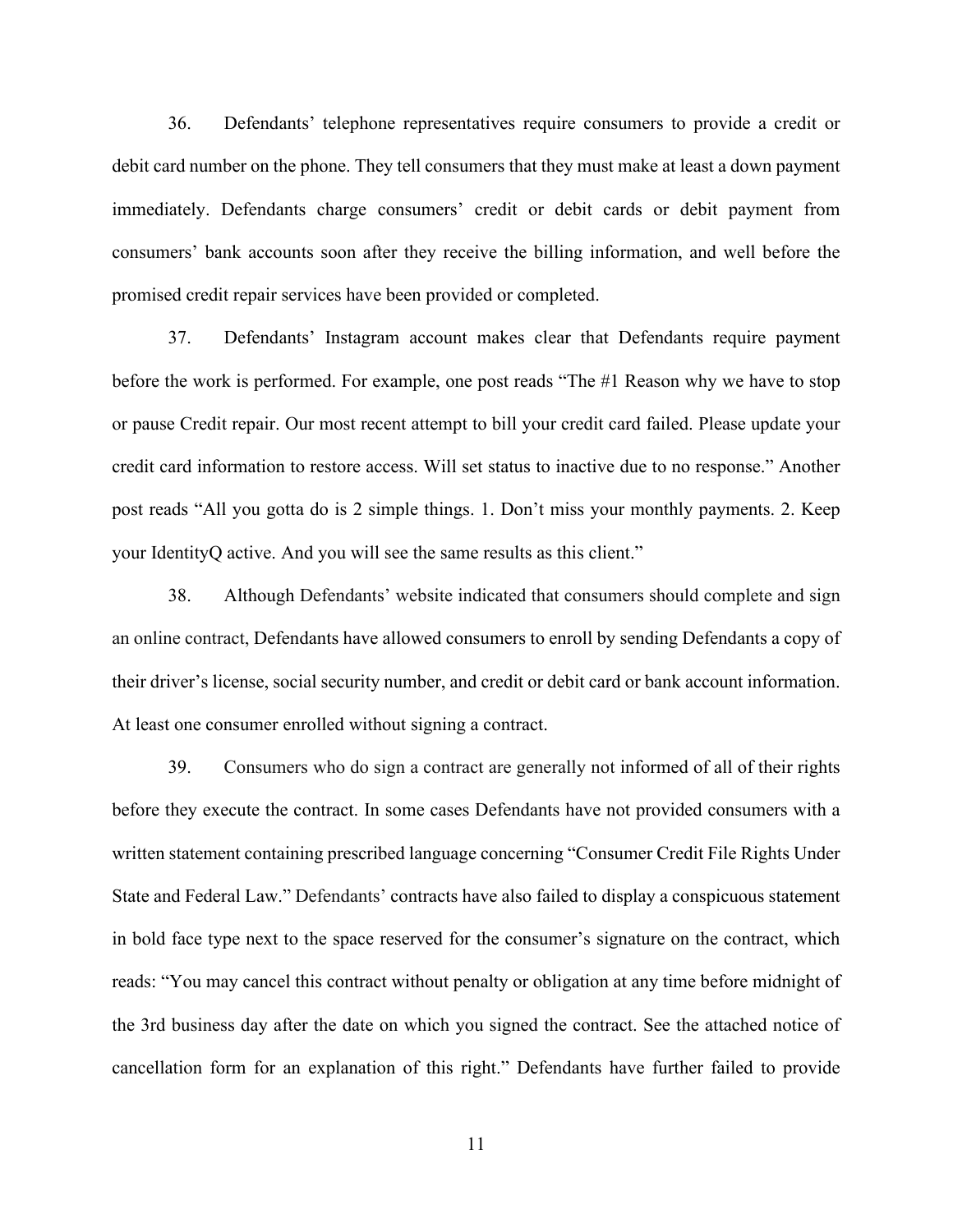36. Defendants' telephone representatives require consumers to provide a credit or debit card number on the phone. They tell consumers that they must make at least a down payment immediately. Defendants charge consumers' credit or debit cards or debit payment from consumers' bank accounts soon after they receive the billing information, and well before the promised credit repair services have been provided or completed.

37. Defendants' Instagram account makes clear that Defendants require payment before the work is performed. For example, one post reads "The #1 Reason why we have to stop or pause Credit repair. Our most recent attempt to bill your credit card failed. Please update your credit card information to restore access. Will set status to inactive due to no response." Another post reads "All you gotta do is 2 simple things. 1. Don't miss your monthly payments. 2. Keep your IdentityQ active. And you will see the same results as this client."

38. Although Defendants' website indicated that consumers should complete and sign an online contract, Defendants have allowed consumers to enroll by sending Defendants a copy of their driver's license, social security number, and credit or debit card or bank account information. At least one consumer enrolled without signing a contract.

39. Consumers who do sign a contract are generally not informed of all of their rights before they execute the contract. In some cases Defendants have not provided consumers with a written statement containing prescribed language concerning "Consumer Credit File Rights Under State and Federal Law." Defendants' contracts have also failed to display a conspicuous statement in bold face type next to the space reserved for the consumer's signature on the contract, which reads: "You may cancel this contract without penalty or obligation at any time before midnight of the 3rd business day after the date on which you signed the contract. See the attached notice of cancellation form for an explanation of this right." Defendants have further failed to provide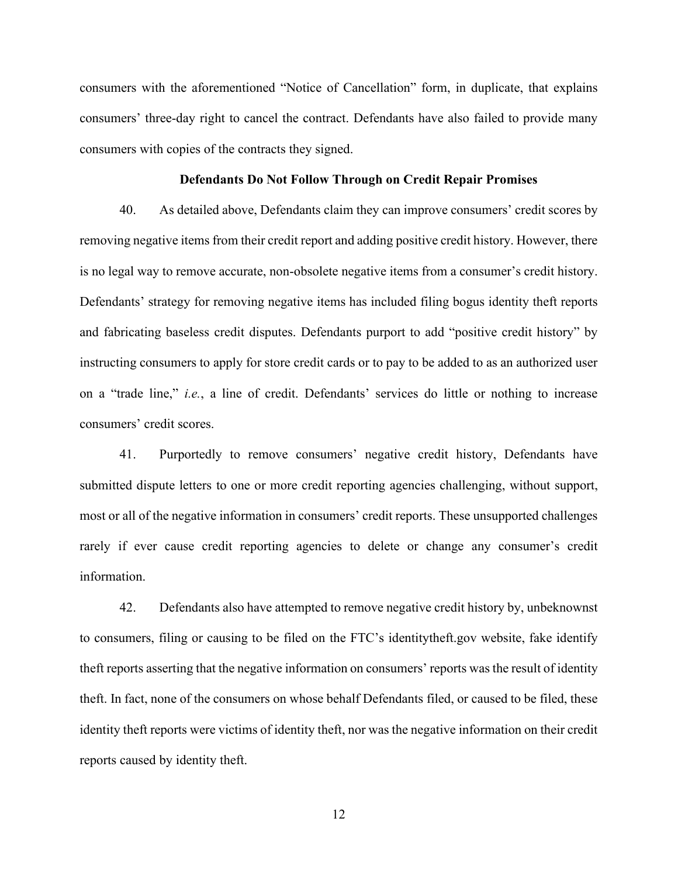consumers with the aforementioned "Notice of Cancellation" form, in duplicate, that explains consumers' three-day right to cancel the contract. Defendants have also failed to provide many consumers with copies of the contracts they signed.

**Defendants Do Not Follow Through on Credit Repair Promises**

40. As detailed above, Defendants claim they can improve consumers' credit scores by removing negative items from their credit report and adding positive credit history. However, there is no legal way to remove accurate, non-obsolete negative items from a consumer's credit history. Defendants' strategy for removing negative items has included filing bogus identity theft reports and fabricating baseless credit disputes. Defendants purport to add "positive credit history" by instructing consumers to apply for store credit cards or to pay to be added to as an authorized user on a "trade line," *i.e.*, a line of credit. Defendants' services do little or nothing to increase consumers' credit scores.

41. Purportedly to remove consumers' negative credit history, Defendants have submitted dispute letters to one or more credit reporting agencies challenging, without support, most or all of the negative information in consumers' credit reports. These unsupported challenges rarely if ever cause credit reporting agencies to delete or change any consumer's credit information.

42. Defendants also have attempted to remove negative credit history by, unbeknownst to consumers, filing or causing to be filed on the FTC's identitytheft.gov website, fake identify theft reports asserting that the negative information on consumers' reports was the result of identity theft. In fact, none of the consumers on whose behalf Defendants filed, or caused to be filed, these identity theft reports were victims of identity theft, nor was the negative information on their credit reports caused by identity theft.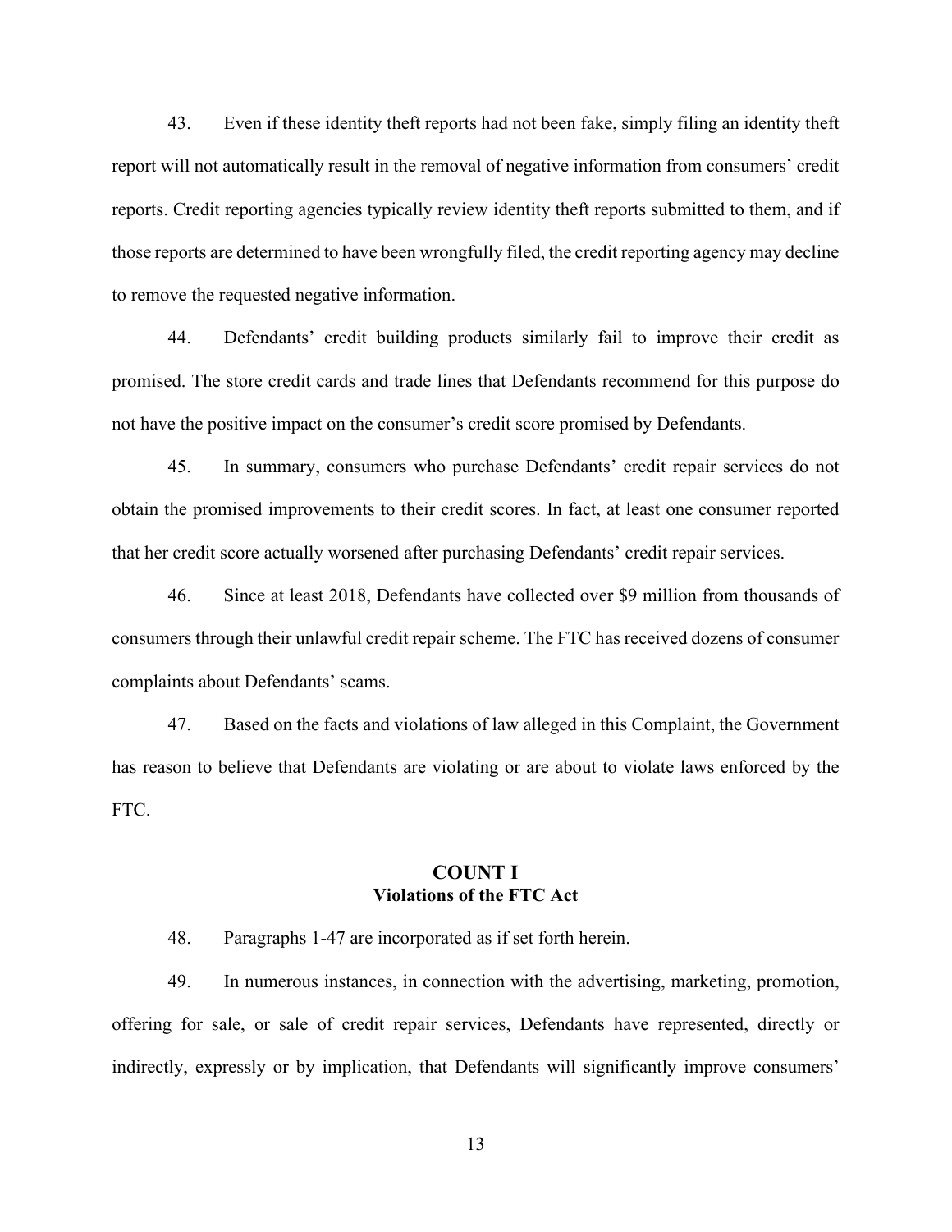43. Even if these identity theft reports had not been fake, simply filing an identity theft report will not automatically result in the removal of negative information from consumers' credit reports. Credit reporting agencies typically review identity theft reports submitted to them, and if those reports are determined to have been wrongfully filed, the credit reporting agency may decline to remove the requested negative information.

44. Defendants' credit building products similarly fail to improve their credit as promised. The store credit cards and trade lines that Defendants recommend for this purpose do not have the positive impact on the consumer's credit score promised by Defendants.

45. In summary, consumers who purchase Defendants' credit repair services do not obtain the promised improvements to their credit scores. In fact, at least one consumer reported that her credit score actually worsened after purchasing Defendants' credit repair services.

46. Since at least 2018, Defendants have collected over $9 million from thousands of consumers through their unlawful credit repair scheme. The FTC has received dozens of consumer complaints about Defendants' scams.

47. Based on the facts and violations of law alleged in this Complaint, the Government has reason to believe that Defendants are violating or are about to violate laws enforced by the FTC.

## COUNT I
### Violations of the FTC Act

48. Paragraphs 1-47 are incorporated as if set forth herein.

49. In numerous instances, in connection with the advertising, marketing, promotion, offering for sale, or sale of credit repair services, Defendants have represented, directly or indirectly, expressly or by implication, that Defendants will significantly improve consumers'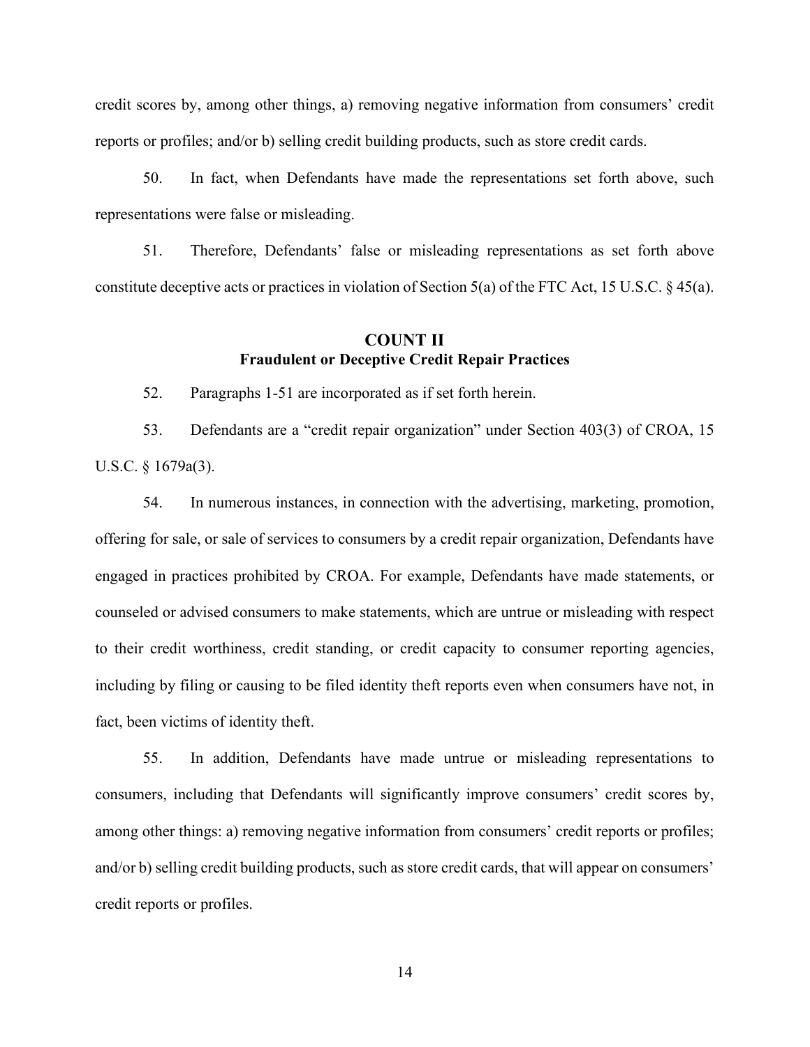credit scores by, among other things, a) removing negative information from consumers' credit reports or profiles; and/or b) selling credit building products, such as store credit cards.

50. In fact, when Defendants have made the representations set forth above, such representations were false or misleading.

51. Therefore, Defendants' false or misleading representations as set forth above constitute deceptive acts or practices in violation of Section 5(a) of the FTC Act, 15 U.S.C. § 45(a).

## COUNT II
### Fraudulent or Deceptive Credit Repair Practices

52. Paragraphs 1-51 are incorporated as if set forth herein.

53. Defendants are a "credit repair organization" under Section 403(3) of CROA, 15 U.S.C. § 1679a(3).

54. In numerous instances, in connection with the advertising, marketing, promotion, offering for sale, or sale of services to consumers by a credit repair organization, Defendants have engaged in practices prohibited by CROA. For example, Defendants have made statements, or counseled or advised consumers to make statements, which are untrue or misleading with respect to their credit worthiness, credit standing, or credit capacity to consumer reporting agencies, including by filing or causing to be filed identity theft reports even when consumers have not, in fact, been victims of identity theft.

55. In addition, Defendants have made untrue or misleading representations to consumers, including that Defendants will significantly improve consumers' credit scores by, among other things: a) removing negative information from consumers' credit reports or profiles; and/or b) selling credit building products, such as store credit cards, that will appear on consumers' credit reports or profiles.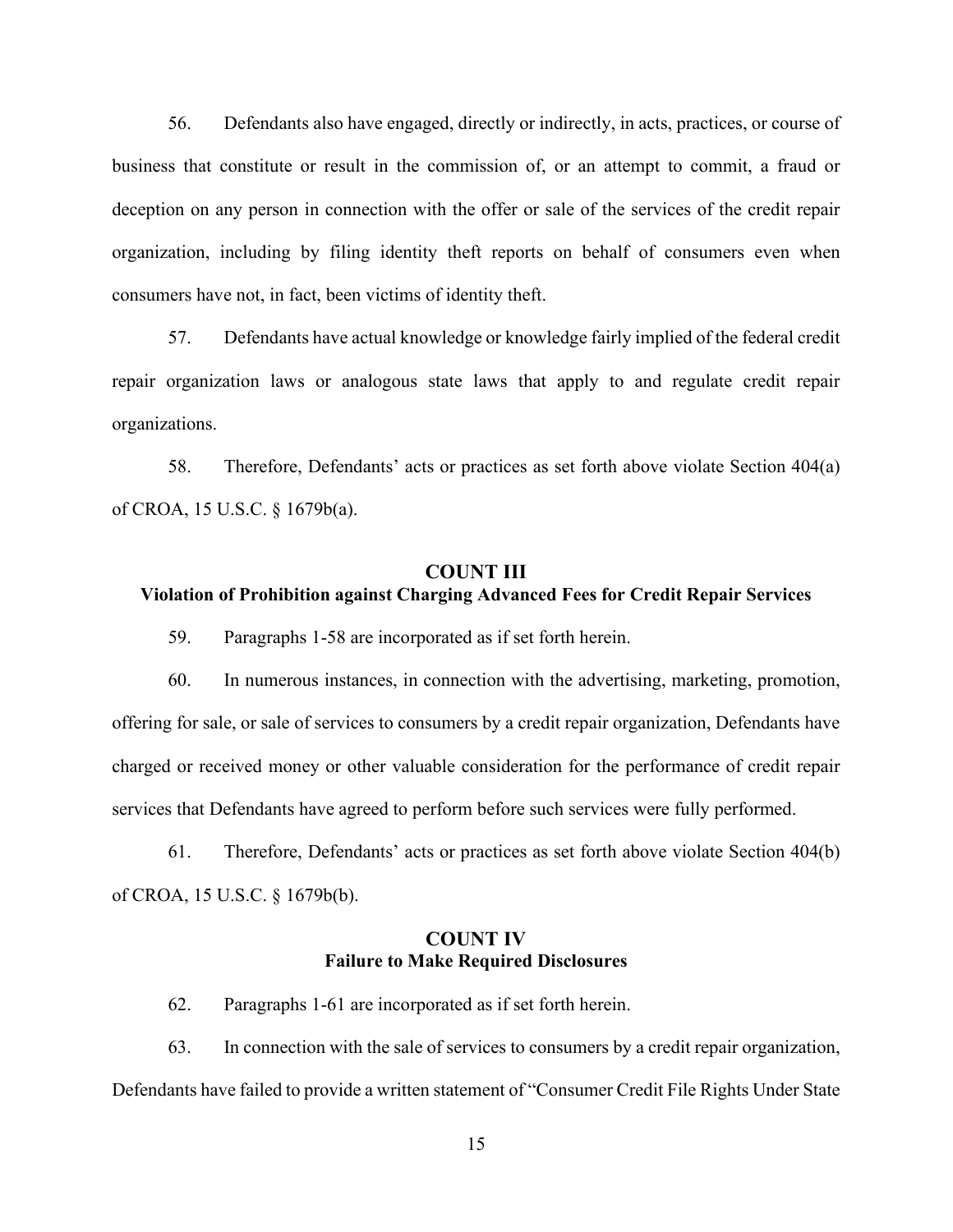56. Defendants also have engaged, directly or indirectly, in acts, practices, or course of business that constitute or result in the commission of, or an attempt to commit, a fraud or deception on any person in connection with the offer or sale of the services of the credit repair organization, including by filing identity theft reports on behalf of consumers even when consumers have not, in fact, been victims of identity theft.

57. Defendants have actual knowledge or knowledge fairly implied of the federal credit repair organization laws or analogous state laws that apply to and regulate credit repair organizations.

58. Therefore, Defendants' acts or practices as set forth above violate Section 404(a) of CROA, 15 U.S.C. § 1679b(a).

## COUNT III
### Violation of Prohibition against Charging Advanced Fees for Credit Repair Services

59. Paragraphs 1-58 are incorporated as if set forth herein.

60. In numerous instances, in connection with the advertising, marketing, promotion, offering for sale, or sale of services to consumers by a credit repair organization, Defendants have charged or received money or other valuable consideration for the performance of credit repair services that Defendants have agreed to perform before such services were fully performed.

61. Therefore, Defendants' acts or practices as set forth above violate Section 404(b) of CROA, 15 U.S.C. § 1679b(b).

## COUNT IV
### Failure to Make Required Disclosures

62. Paragraphs 1-61 are incorporated as if set forth herein.

63. In connection with the sale of services to consumers by a credit repair organization, Defendants have failed to provide a written statement of "Consumer Credit File Rights Under State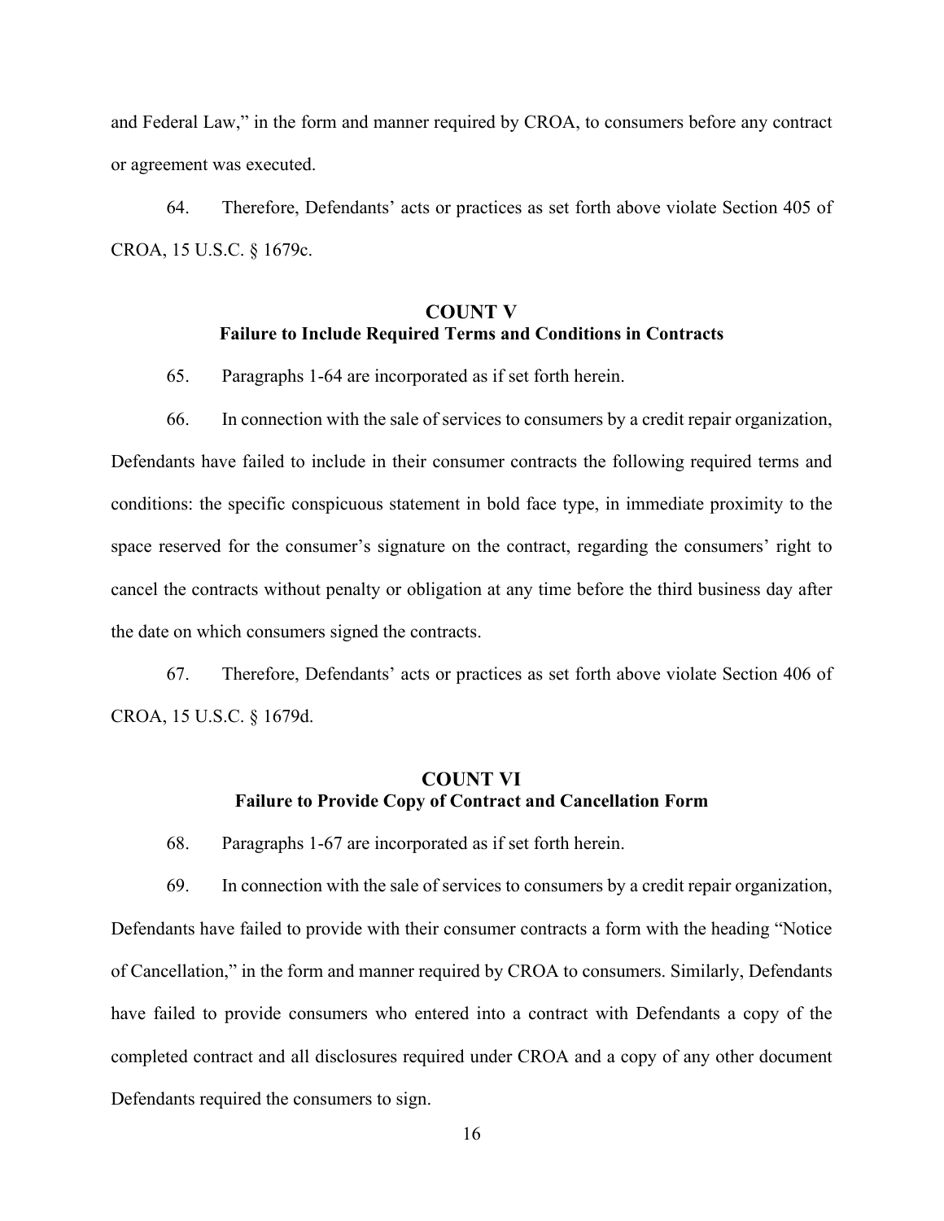and Federal Law," in the form and manner required by CROA, to consumers before any contract or agreement was executed.

64. Therefore, Defendants' acts or practices as set forth above violate Section 405 of CROA, 15 U.S.C. § 1679c.

## COUNT V
### Failure to Include Required Terms and Conditions in Contracts

65. Paragraphs 1-64 are incorporated as if set forth herein.

66. In connection with the sale of services to consumers by a credit repair organization, Defendants have failed to include in their consumer contracts the following required terms and conditions: the specific conspicuous statement in bold face type, in immediate proximity to the space reserved for the consumer's signature on the contract, regarding the consumers' right to cancel the contracts without penalty or obligation at any time before the third business day after the date on which consumers signed the contracts.

67. Therefore, Defendants' acts or practices as set forth above violate Section 406 of CROA, 15 U.S.C. § 1679d.

## COUNT VI
### Failure to Provide Copy of Contract and Cancellation Form

68. Paragraphs 1-67 are incorporated as if set forth herein.

69. In connection with the sale of services to consumers by a credit repair organization, Defendants have failed to provide with their consumer contracts a form with the heading "Notice of Cancellation," in the form and manner required by CROA to consumers. Similarly, Defendants have failed to provide consumers who entered into a contract with Defendants a copy of the completed contract and all disclosures required under CROA and a copy of any other document Defendants required the consumers to sign.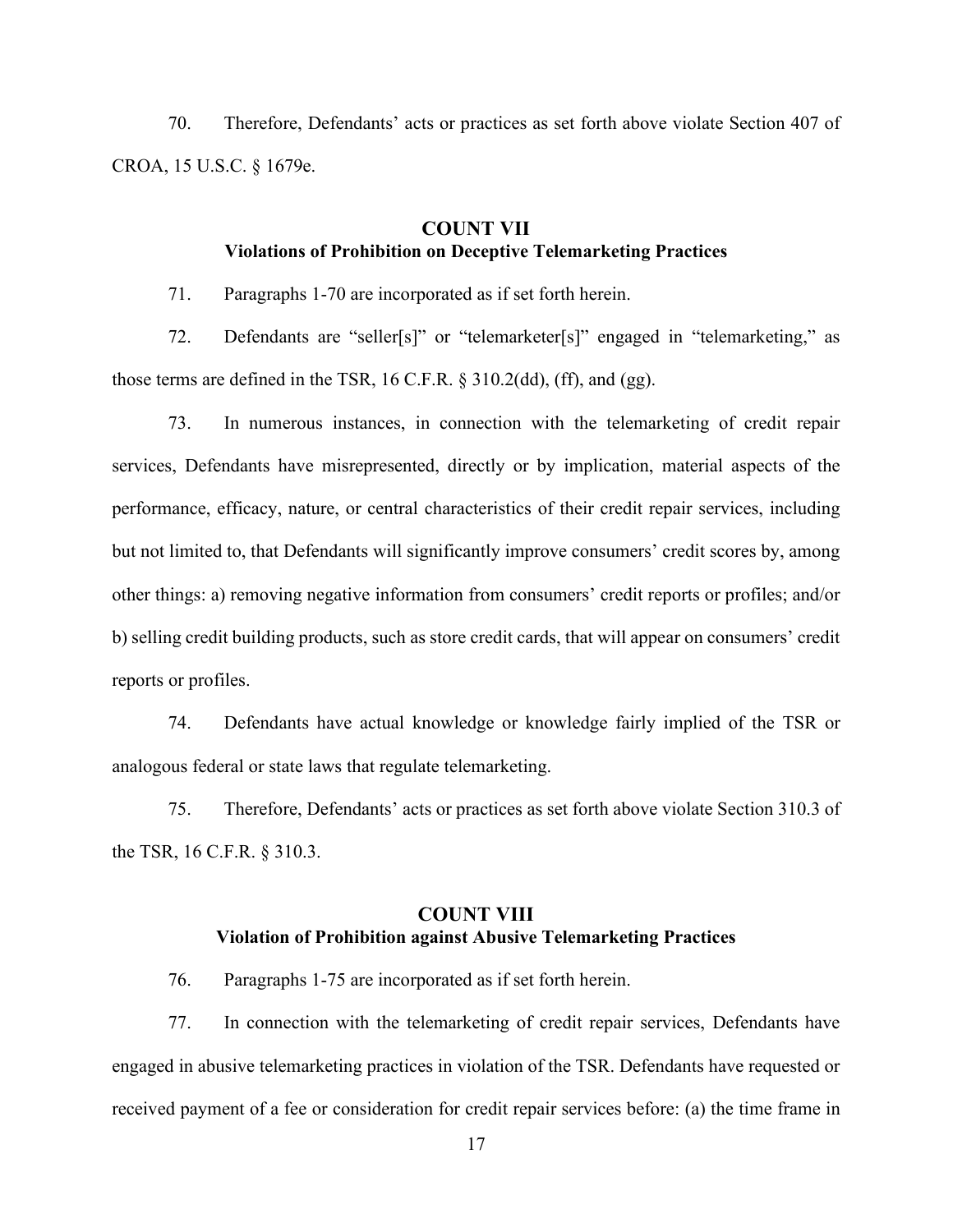70. Therefore, Defendants' acts or practices as set forth above violate Section 407 of CROA, 15 U.S.C. § 1679e.

## COUNT VII
### Violations of Prohibition on Deceptive Telemarketing Practices

71. Paragraphs 1-70 are incorporated as if set forth herein.

72. Defendants are "seller[s]" or "telemarketer[s]" engaged in "telemarketing," as those terms are defined in the TSR, 16 C.F.R. § 310.2(dd), (ff), and (gg).

73. In numerous instances, in connection with the telemarketing of credit repair services, Defendants have misrepresented, directly or by implication, material aspects of the performance, efficacy, nature, or central characteristics of their credit repair services, including but not limited to, that Defendants will significantly improve consumers' credit scores by, among other things: a) removing negative information from consumers' credit reports or profiles; and/or b) selling credit building products, such as store credit cards, that will appear on consumers' credit reports or profiles.

74. Defendants have actual knowledge or knowledge fairly implied of the TSR or analogous federal or state laws that regulate telemarketing.

75. Therefore, Defendants' acts or practices as set forth above violate Section 310.3 of the TSR, 16 C.F.R. § 310.3.

## COUNT VIII
### Violation of Prohibition against Abusive Telemarketing Practices

76. Paragraphs 1-75 are incorporated as if set forth herein.

77. In connection with the telemarketing of credit repair services, Defendants have engaged in abusive telemarketing practices in violation of the TSR. Defendants have requested or received payment of a fee or consideration for credit repair services before: (a) the time frame in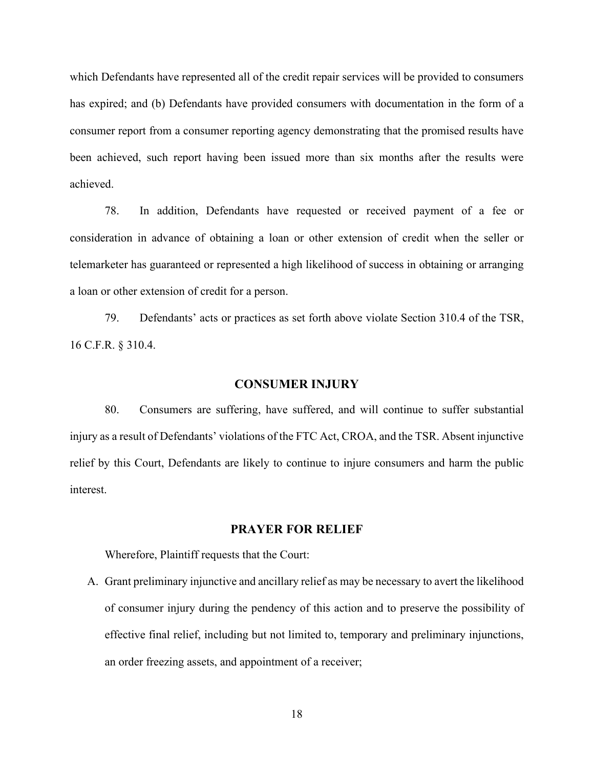which Defendants have represented all of the credit repair services will be provided to consumers has expired; and (b) Defendants have provided consumers with documentation in the form of a consumer report from a consumer reporting agency demonstrating that the promised results have been achieved, such report having been issued more than six months after the results were achieved.

78. In addition, Defendants have requested or received payment of a fee or consideration in advance of obtaining a loan or other extension of credit when the seller or telemarketer has guaranteed or represented a high likelihood of success in obtaining or arranging a loan or other extension of credit for a person.

79. Defendants' acts or practices as set forth above violate Section 310.4 of the TSR, 16 C.F.R. § 310.4.

## CONSUMER INJURY

80. Consumers are suffering, have suffered, and will continue to suffer substantial injury as a result of Defendants' violations of the FTC Act, CROA, and the TSR. Absent injunctive relief by this Court, Defendants are likely to continue to injure consumers and harm the public interest.

## PRAYER FOR RELIEF

Wherefore, Plaintiff requests that the Court:

A. Grant preliminary injunctive and ancillary relief as may be necessary to avert the likelihood of consumer injury during the pendency of this action and to preserve the possibility of effective final relief, including but not limited to, temporary and preliminary injunctions, an order freezing assets, and appointment of a receiver;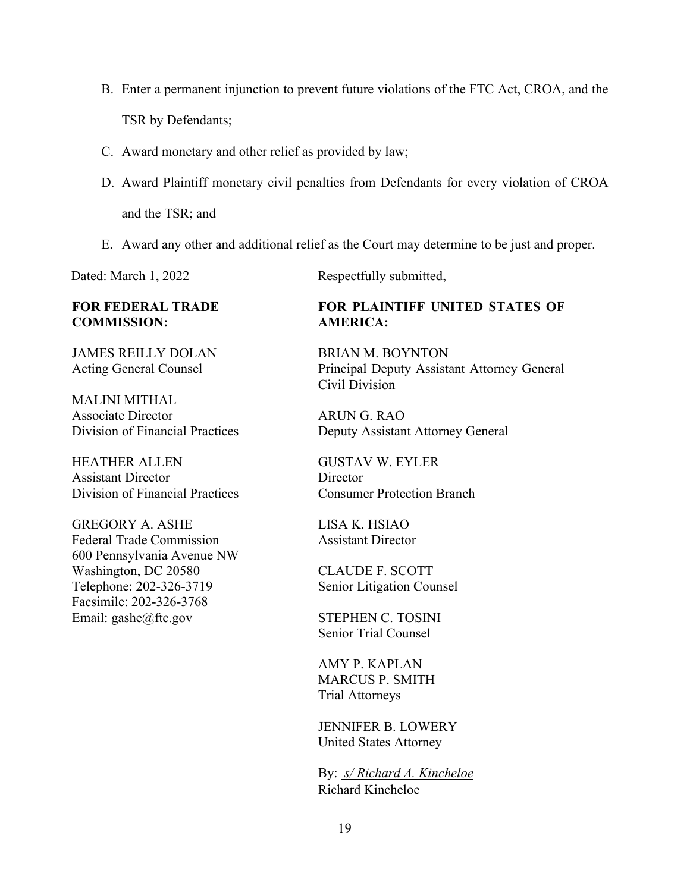B. Enter a permanent injunction to prevent future violations of the FTC Act, CROA, and the TSR by Defendants;

C. Award monetary and other relief as provided by law;

D. Award Plaintiff monetary civil penalties from Defendants for every violation of CROA and the TSR; and

E. Award any other and additional relief as the Court may determine to be just and proper.

Dated: March 1, 2022

Respectfully submitted,

**FOR FEDERAL TRADE COMMISSION:**

JAMES REILLY DOLAN
Acting General Counsel

MALINI MITHAL
Associate Director
Division of Financial Practices

HEATHER ALLEN
Assistant Director
Division of Financial Practices

GREGORY A. ASHE
Federal Trade Commission
600 Pennsylvania Avenue NW
Washington, DC 20580
Telephone: 202-326-3719
Facsimile: 202-326-3768
Email: gashe@ftc.gov

**FOR PLAINTIFF UNITED STATES OF AMERICA:**

BRIAN M. BOYNTON
Principal Deputy Assistant Attorney General
Civil Division

ARUN G. RAO
Deputy Assistant Attorney General

GUSTAV W. EYLER
Director
Consumer Protection Branch

LISA K. HSIAO
Assistant Director

CLAUDE F. SCOTT
Senior Litigation Counsel

STEPHEN C. TOSINI
Senior Trial Counsel

AMY P. KAPLAN
MARCUS P. SMITH
Trial Attorneys

JENNIFER B. LOWERY
United States Attorney

By: *s/ Richard A. Kincheloe*
Richard Kincheloe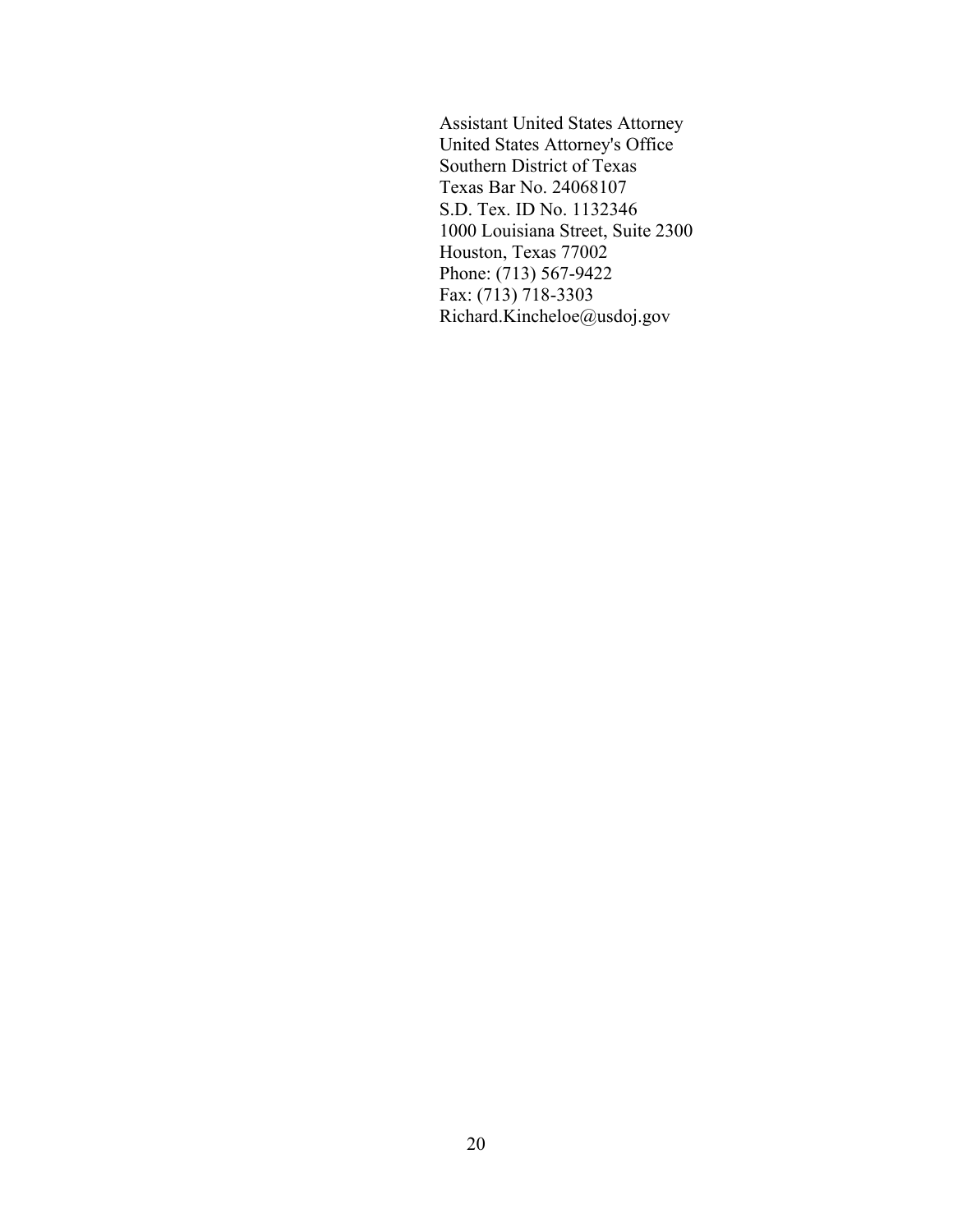Assistant United States Attorney
United States Attorney's Office
Southern District of Texas
Texas Bar No. 24068107
S.D. Tex. ID No. 1132346
1000 Louisiana Street, Suite 2300
Houston, Texas 77002
Phone: (713) 567-9422
Fax: (713) 718-3303
Richard.Kincheloe@usdoj.gov